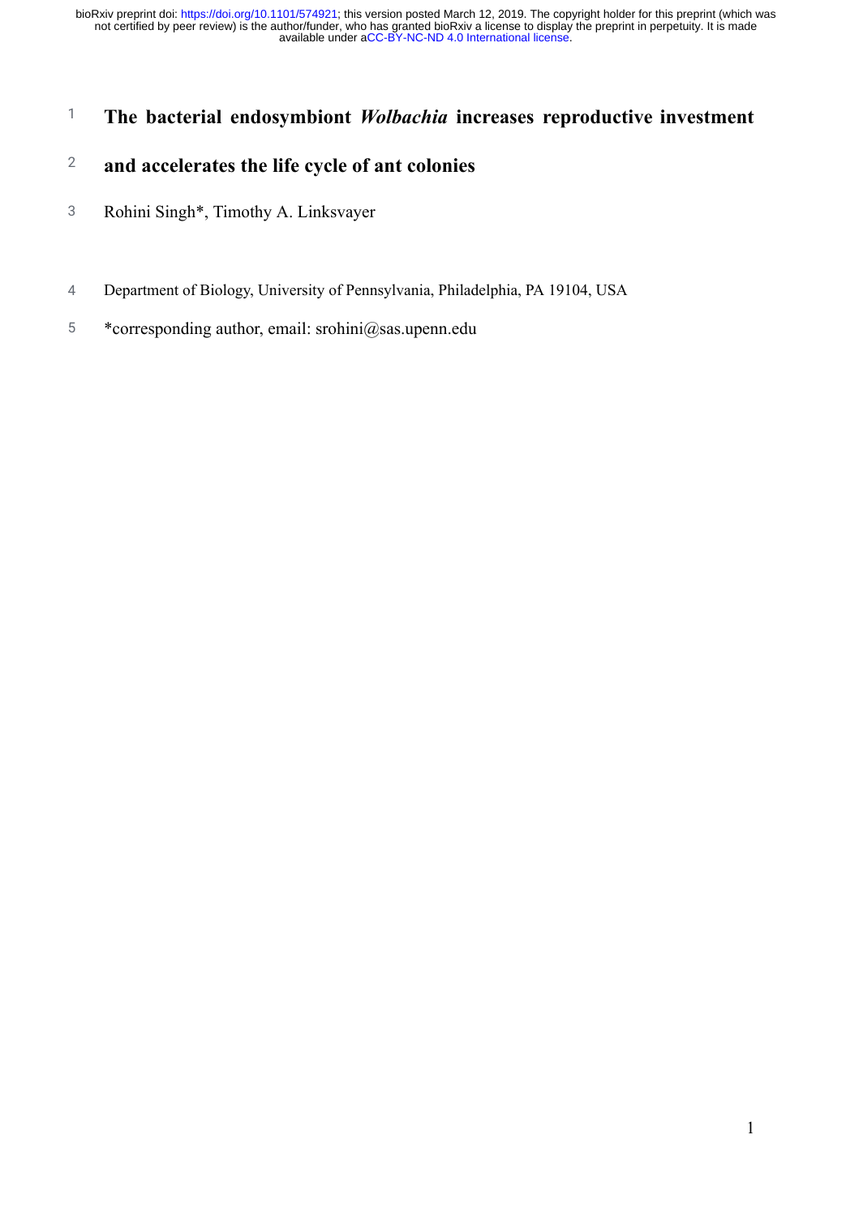# The bacterial endosymbiont *Wolbachia* increases reproductive investment and accelerates the life cycle of ant colonies

Rohini Singh*, Timothy A. Linksvayer

Department of Biology, University of Pennsylvania, Philadelphia, PA 19104, USA

*corresponding author, email: srohini@sas.upenn.edu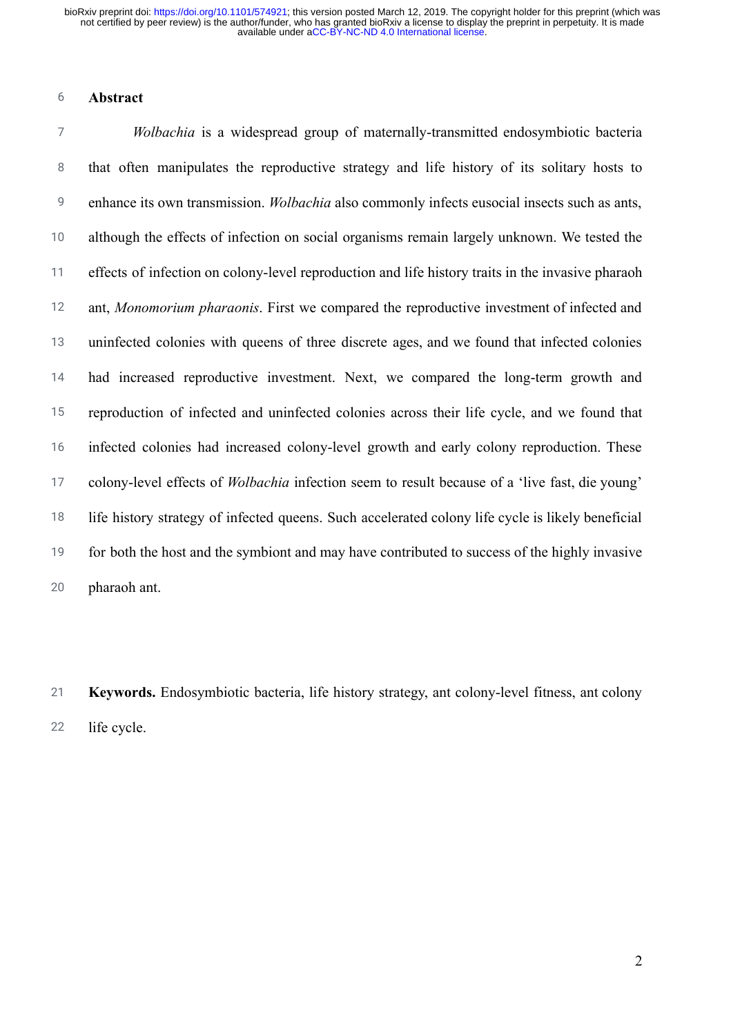## Abstract

*Wolbachia* is a widespread group of maternally-transmitted endosymbiotic bacteria that often manipulates the reproductive strategy and life history of its solitary hosts to enhance its own transmission. *Wolbachia* also commonly infects eusocial insects such as ants, although the effects of infection on social organisms remain largely unknown. We tested the effects of infection on colony-level reproduction and life history traits in the invasive pharaoh ant, *Monomorium pharaonis*. First we compared the reproductive investment of infected and uninfected colonies with queens of three discrete ages, and we found that infected colonies had increased reproductive investment. Next, we compared the long-term growth and reproduction of infected and uninfected colonies across their life cycle, and we found that infected colonies had increased colony-level growth and early colony reproduction. These colony-level effects of *Wolbachia* infection seem to result because of a 'live fast, die young' life history strategy of infected queens. Such accelerated colony life cycle is likely beneficial for both the host and the symbiont and may have contributed to success of the highly invasive pharaoh ant.

**Keywords.** Endosymbiotic bacteria, life history strategy, ant colony-level fitness, ant colony life cycle.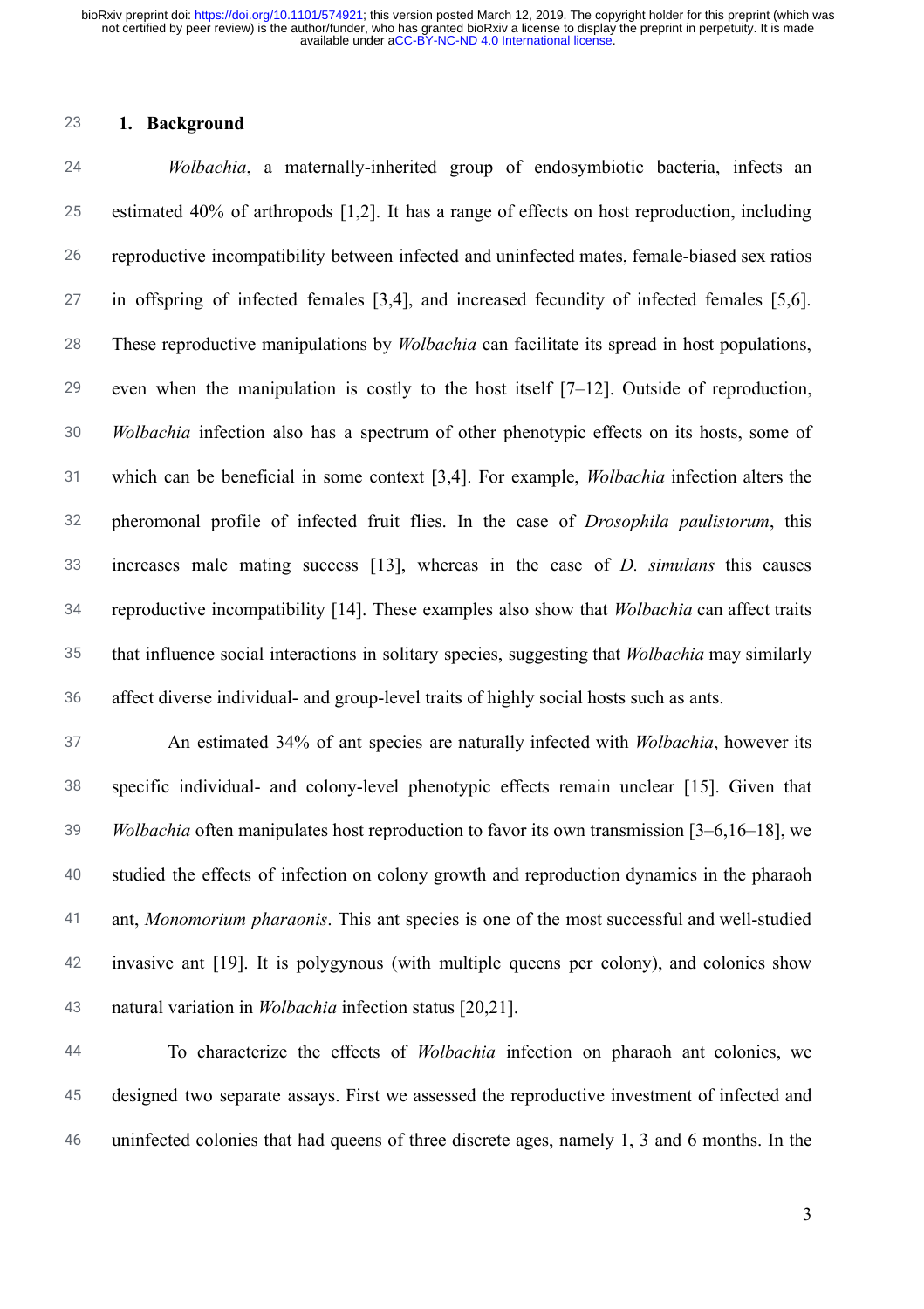## 1. Background

*Wolbachia*, a maternally-inherited group of endosymbiotic bacteria, infects an estimated 40% of arthropods [1,2]. It has a range of effects on host reproduction, including reproductive incompatibility between infected and uninfected mates, female-biased sex ratios in offspring of infected females [3,4], and increased fecundity of infected females [5,6]. These reproductive manipulations by *Wolbachia* can facilitate its spread in host populations, even when the manipulation is costly to the host itself [7–12]. Outside of reproduction, *Wolbachia* infection also has a spectrum of other phenotypic effects on its hosts, some of which can be beneficial in some context [3,4]. For example, *Wolbachia* infection alters the pheromonal profile of infected fruit flies. In the case of *Drosophila paulistorum*, this increases male mating success [13], whereas in the case of *D. simulans* this causes reproductive incompatibility [14]. These examples also show that *Wolbachia* can affect traits that influence social interactions in solitary species, suggesting that *Wolbachia* may similarly affect diverse individual- and group-level traits of highly social hosts such as ants.

An estimated 34% of ant species are naturally infected with *Wolbachia*, however its specific individual- and colony-level phenotypic effects remain unclear [15]. Given that *Wolbachia* often manipulates host reproduction to favor its own transmission [3–6,16–18], we studied the effects of infection on colony growth and reproduction dynamics in the pharaoh ant, *Monomorium pharaonis*. This ant species is one of the most successful and well-studied invasive ant [19]. It is polygynous (with multiple queens per colony), and colonies show natural variation in *Wolbachia* infection status [20,21].

To characterize the effects of *Wolbachia* infection on pharaoh ant colonies, we designed two separate assays. First we assessed the reproductive investment of infected and uninfected colonies that had queens of three discrete ages, namely 1, 3 and 6 months. In the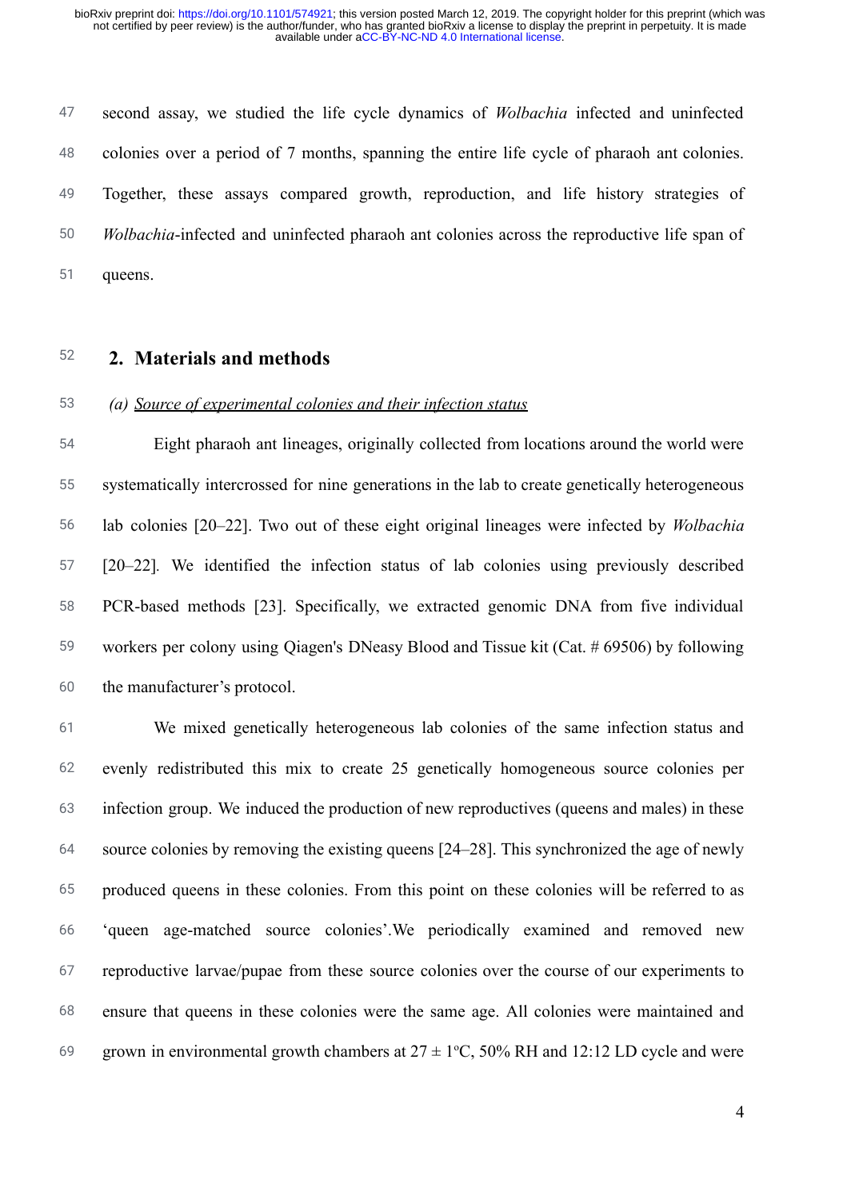second assay, we studied the life cycle dynamics of *Wolbachia* infected and uninfected colonies over a period of 7 months, spanning the entire life cycle of pharaoh ant colonies. Together, these assays compared growth, reproduction, and life history strategies of *Wolbachia*-infected and uninfected pharaoh ant colonies across the reproductive life span of queens.

## 2. Materials and methods

### *(a) Source of experimental colonies and their infection status*

Eight pharaoh ant lineages, originally collected from locations around the world were systematically intercrossed for nine generations in the lab to create genetically heterogeneous lab colonies [20–22]. Two out of these eight original lineages were infected by *Wolbachia* [20–22]. We identified the infection status of lab colonies using previously described PCR-based methods [23]. Specifically, we extracted genomic DNA from five individual workers per colony using Qiagen's DNeasy Blood and Tissue kit (Cat. # 69506) by following the manufacturer's protocol.

We mixed genetically heterogeneous lab colonies of the same infection status and evenly redistributed this mix to create 25 genetically homogeneous source colonies per infection group. We induced the production of new reproductives (queens and males) in these source colonies by removing the existing queens [24–28]. This synchronized the age of newly produced queens in these colonies. From this point on these colonies will be referred to as 'queen age-matched source colonies'.We periodically examined and removed new reproductive larvae/pupae from these source colonies over the course of our experiments to ensure that queens in these colonies were the same age. All colonies were maintained and grown in environmental growth chambers at $27 \pm 1$ºC, 50% RH and 12:12 LD cycle and were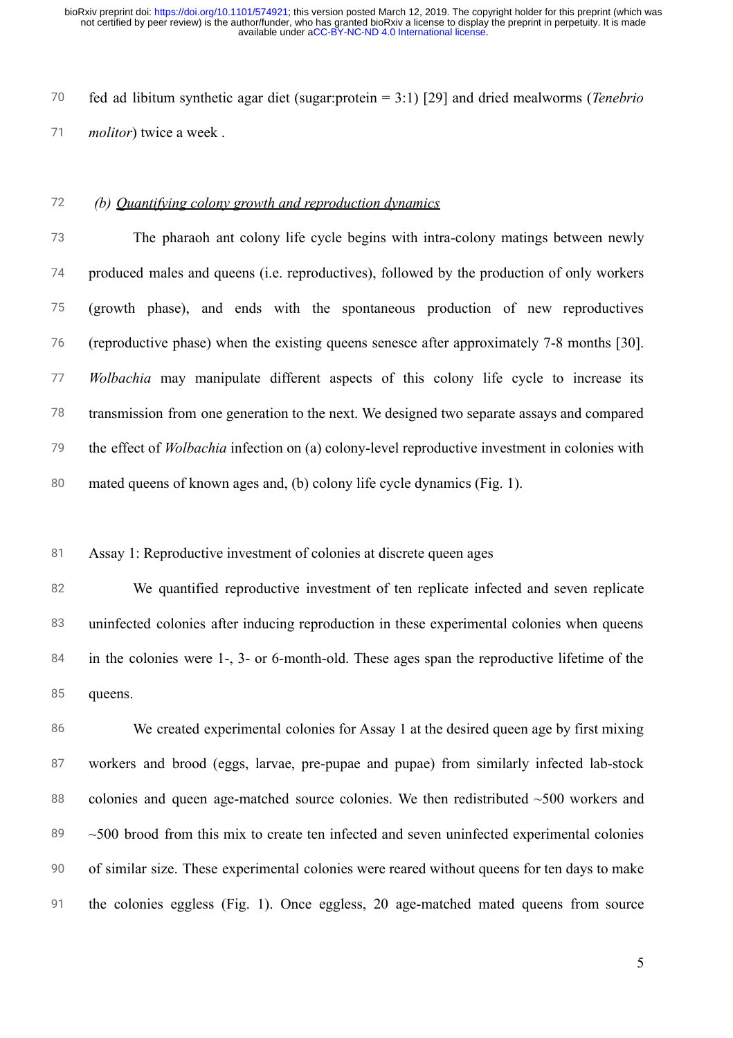fed ad libitum synthetic agar diet (sugar:protein = 3:1) [29] and dried mealworms (*Tenebrio molitor*) twice a week .

### *(b) Quantifying colony growth and reproduction dynamics*

The pharaoh ant colony life cycle begins with intra-colony matings between newly produced males and queens (i.e. reproductives), followed by the production of only workers (growth phase), and ends with the spontaneous production of new reproductives (reproductive phase) when the existing queens senesce after approximately 7-8 months [30]. *Wolbachia* may manipulate different aspects of this colony life cycle to increase its transmission from one generation to the next. We designed two separate assays and compared the effect of *Wolbachia* infection on (a) colony-level reproductive investment in colonies with mated queens of known ages and, (b) colony life cycle dynamics (Fig. 1).

#### Assay 1: Reproductive investment of colonies at discrete queen ages

We quantified reproductive investment of ten replicate infected and seven replicate uninfected colonies after inducing reproduction in these experimental colonies when queens in the colonies were 1-, 3- or 6-month-old. These ages span the reproductive lifetime of the queens.

We created experimental colonies for Assay 1 at the desired queen age by first mixing workers and brood (eggs, larvae, pre-pupae and pupae) from similarly infected lab-stock colonies and queen age-matched source colonies. We then redistributed ~500 workers and ~500 brood from this mix to create ten infected and seven uninfected experimental colonies of similar size. These experimental colonies were reared without queens for ten days to make the colonies eggless (Fig. 1). Once eggless, 20 age-matched mated queens from source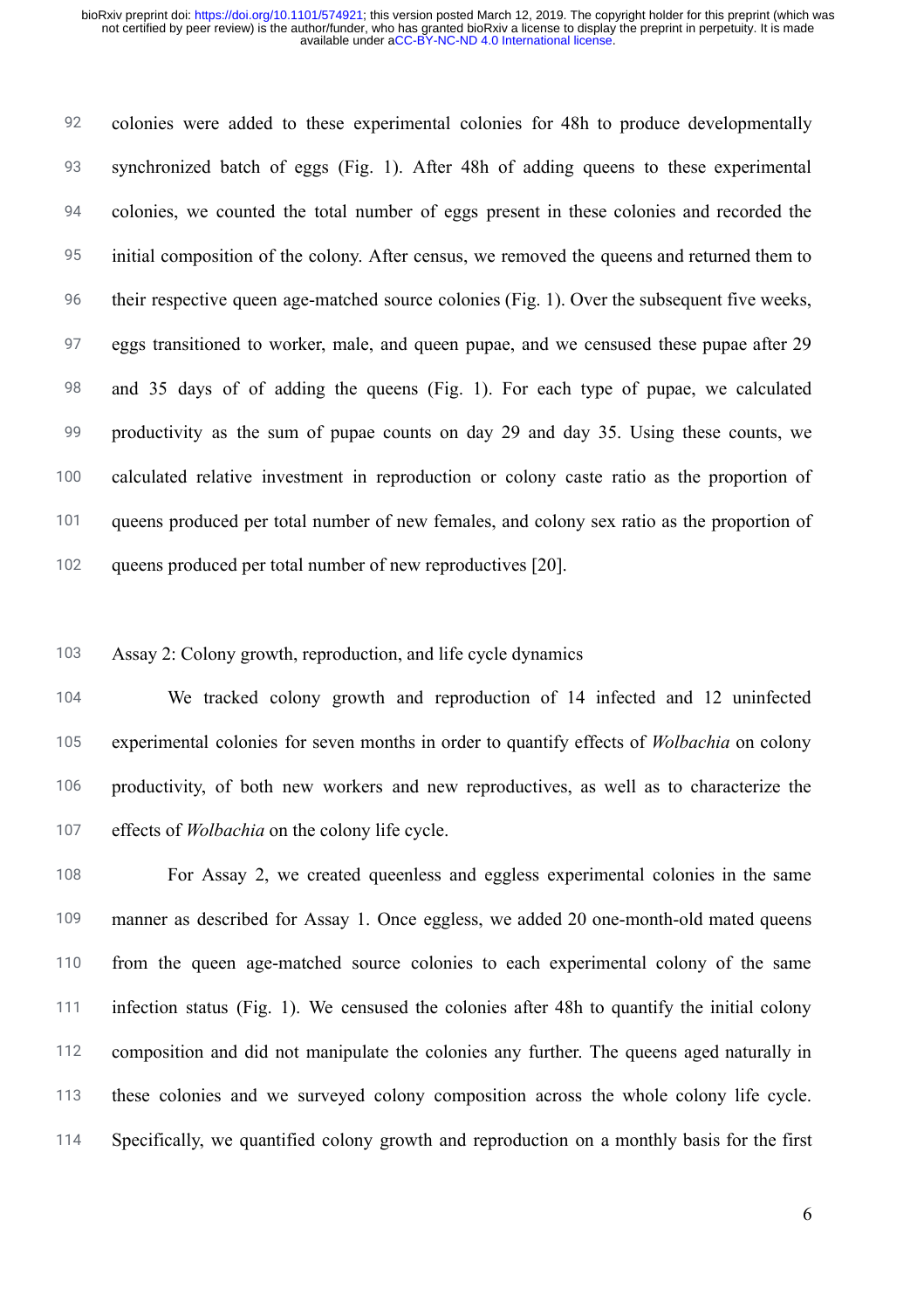colonies were added to these experimental colonies for 48h to produce developmentally synchronized batch of eggs (Fig. 1). After 48h of adding queens to these experimental colonies, we counted the total number of eggs present in these colonies and recorded the initial composition of the colony. After census, we removed the queens and returned them to their respective queen age-matched source colonies (Fig. 1). Over the subsequent five weeks, eggs transitioned to worker, male, and queen pupae, and we censused these pupae after 29 and 35 days of of adding the queens (Fig. 1). For each type of pupae, we calculated productivity as the sum of pupae counts on day 29 and day 35. Using these counts, we calculated relative investment in reproduction or colony caste ratio as the proportion of queens produced per total number of new females, and colony sex ratio as the proportion of queens produced per total number of new reproductives [20].

Assay 2: Colony growth, reproduction, and life cycle dynamics

We tracked colony growth and reproduction of 14 infected and 12 uninfected experimental colonies for seven months in order to quantify effects of *Wolbachia* on colony productivity, of both new workers and new reproductives, as well as to characterize the effects of *Wolbachia* on the colony life cycle.

For Assay 2, we created queenless and eggless experimental colonies in the same manner as described for Assay 1. Once eggless, we added 20 one-month-old mated queens from the queen age-matched source colonies to each experimental colony of the same infection status (Fig. 1). We censused the colonies after 48h to quantify the initial colony composition and did not manipulate the colonies any further. The queens aged naturally in these colonies and we surveyed colony composition across the whole colony life cycle. Specifically, we quantified colony growth and reproduction on a monthly basis for the first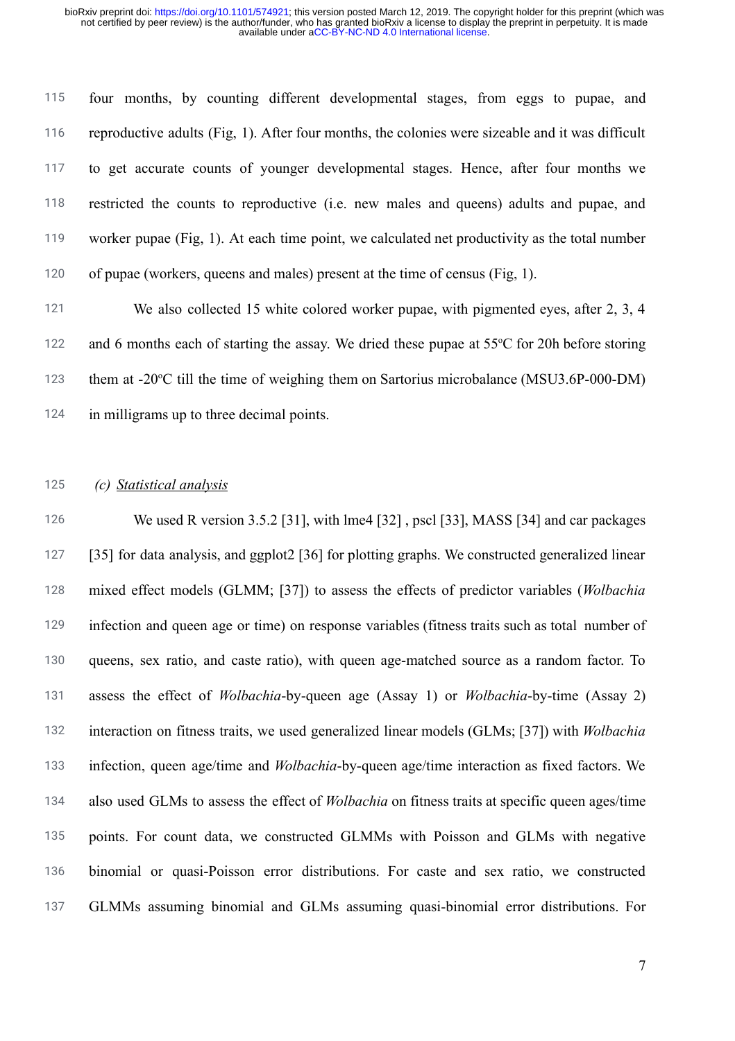four months, by counting different developmental stages, from eggs to pupae, and reproductive adults (Fig, 1). After four months, the colonies were sizeable and it was difficult to get accurate counts of younger developmental stages. Hence, after four months we restricted the counts to reproductive (i.e. new males and queens) adults and pupae, and worker pupae (Fig, 1). At each time point, we calculated net productivity as the total number of pupae (workers, queens and males) present at the time of census (Fig, 1).

We also collected 15 white colored worker pupae, with pigmented eyes, after 2, 3, 4 and 6 months each of starting the assay. We dried these pupae at 55ºC for 20h before storing them at -20ºC till the time of weighing them on Sartorius microbalance (MSU3.6P-000-DM) in milligrams up to three decimal points.

### *(c) Statistical analysis*

We used R version 3.5.2 [31], with lme4 [32] , pscl [33], MASS [34] and car packages [35] for data analysis, and ggplot2 [36] for plotting graphs. We constructed generalized linear mixed effect models (GLMM; [37]) to assess the effects of predictor variables (*Wolbachia* infection and queen age or time) on response variables (fitness traits such as total number of queens, sex ratio, and caste ratio), with queen age-matched source as a random factor. To assess the effect of *Wolbachia*-by-queen age (Assay 1) or *Wolbachia*-by-time (Assay 2) interaction on fitness traits, we used generalized linear models (GLMs; [37]) with *Wolbachia* infection, queen age/time and *Wolbachia*-by-queen age/time interaction as fixed factors. We also used GLMs to assess the effect of *Wolbachia* on fitness traits at specific queen ages/time points. For count data, we constructed GLMMs with Poisson and GLMs with negative binomial or quasi-Poisson error distributions. For caste and sex ratio, we constructed GLMMs assuming binomial and GLMs assuming quasi-binomial error distributions. For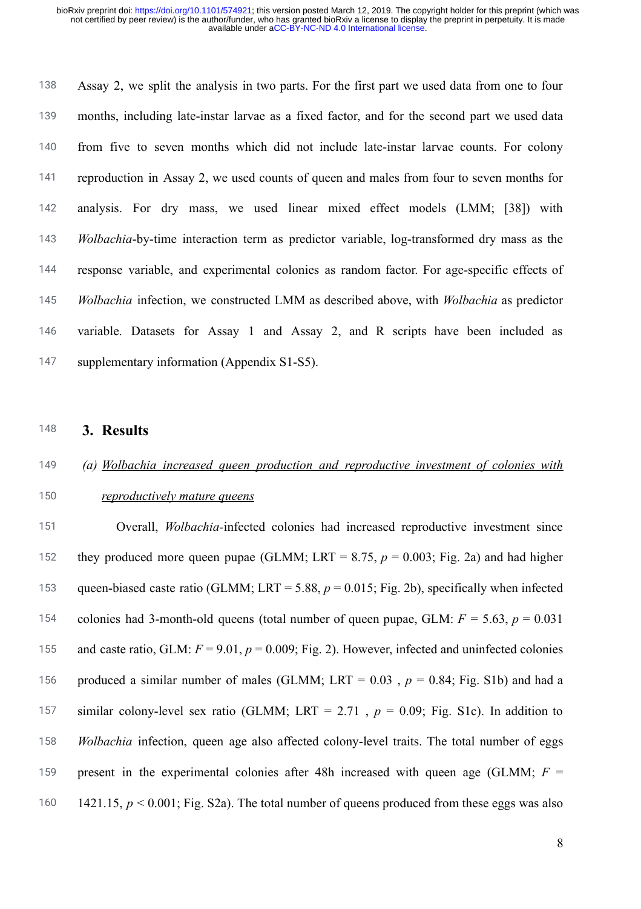Assay 2, we split the analysis in two parts. For the first part we used data from one to four months, including late-instar larvae as a fixed factor, and for the second part we used data from five to seven months which did not include late-instar larvae counts. For colony reproduction in Assay 2, we used counts of queen and males from four to seven months for analysis. For dry mass, we used linear mixed effect models (LMM; [38]) with *Wolbachia*-by-time interaction term as predictor variable, log-transformed dry mass as the response variable, and experimental colonies as random factor. For age-specific effects of *Wolbachia* infection, we constructed LMM as described above, with *Wolbachia* as predictor variable. Datasets for Assay 1 and Assay 2, and R scripts have been included as supplementary information (Appendix S1-S5).

## 3. Results

### (a) *Wolbachia increased queen production and reproductive investment of colonies with reproductively mature queens*

Overall, *Wolbachia*-infected colonies had increased reproductive investment since they produced more queen pupae (GLMM; LRT = 8.75, $p = 0.003$; Fig. 2a) and had higher queen-biased caste ratio (GLMM; LRT = 5.88, $p = 0.015$; Fig. 2b), specifically when infected colonies had 3-month-old queens (total number of queen pupae, GLM: $F = 5.63$, $p = 0.031$ and caste ratio, GLM: $F = 9.01$, $p = 0.009$; Fig. 2). However, infected and uninfected colonies produced a similar number of males (GLMM; LRT = 0.03 , $p = 0.84$; Fig. S1b) and had a similar colony-level sex ratio (GLMM; LRT = 2.71 , $p = 0.09$; Fig. S1c). In addition to *Wolbachia* infection, queen age also affected colony-level traits. The total number of eggs present in the experimental colonies after 48h increased with queen age (GLMM; $F = 1421.15$, $p < 0.001$; Fig. S2a). The total number of queens produced from these eggs was also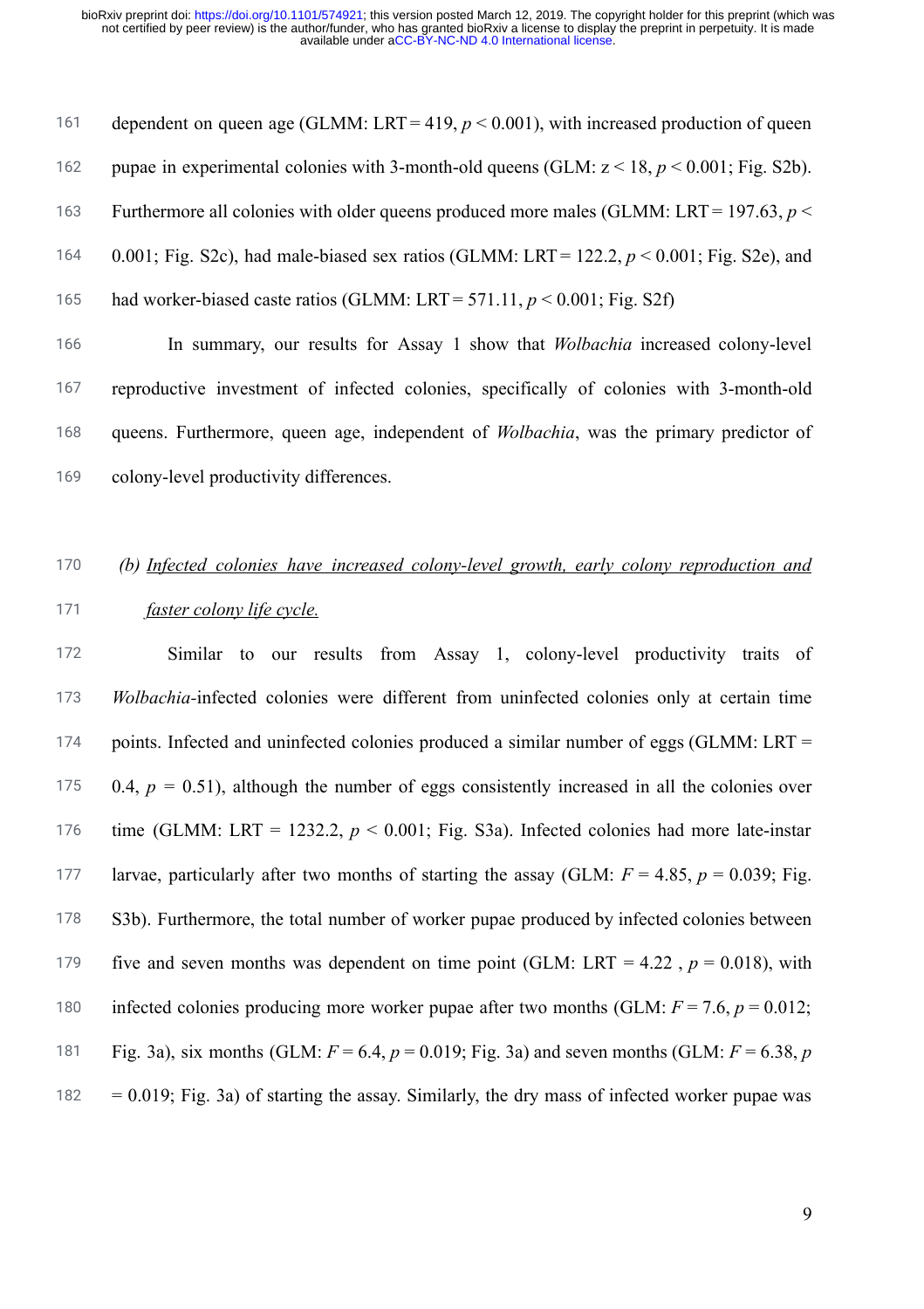dependent on queen age (GLMM: LRT = 419, $p < 0.001$), with increased production of queen pupae in experimental colonies with 3-month-old queens (GLM: $z < 18$, $p < 0.001$; Fig. S2b). Furthermore all colonies with older queens produced more males (GLMM: LRT = 197.63, $p < 0.001$; Fig. S2c), had male-biased sex ratios (GLMM: LRT = 122.2, $p < 0.001$; Fig. S2e), and had worker-biased caste ratios (GLMM: LRT = 571.11, $p < 0.001$; Fig. S2f)

In summary, our results for Assay 1 show that *Wolbachia* increased colony-level reproductive investment of infected colonies, specifically of colonies with 3-month-old queens. Furthermore, queen age, independent of *Wolbachia*, was the primary predictor of colony-level productivity differences.

### *(b) Infected colonies have increased colony-level growth, early colony reproduction and faster colony life cycle.*

Similar to our results from Assay 1, colony-level productivity traits of *Wolbachia*-infected colonies were different from uninfected colonies only at certain time points. Infected and uninfected colonies produced a similar number of eggs (GLMM: LRT = 0.4, $p = 0.51$), although the number of eggs consistently increased in all the colonies over time (GLMM: LRT = 1232.2, $p < 0.001$; Fig. S3a). Infected colonies had more late-instar larvae, particularly after two months of starting the assay (GLM: $F = 4.85$, $p = 0.039$; Fig. S3b). Furthermore, the total number of worker pupae produced by infected colonies between five and seven months was dependent on time point (GLM: LRT = 4.22 , $p = 0.018$), with infected colonies producing more worker pupae after two months (GLM: $F = 7.6$, $p = 0.012$; Fig. 3a), six months (GLM: $F = 6.4$, $p = 0.019$; Fig. 3a) and seven months (GLM: $F = 6.38$, $p = 0.019$; Fig. 3a) of starting the assay. Similarly, the dry mass of infected worker pupae was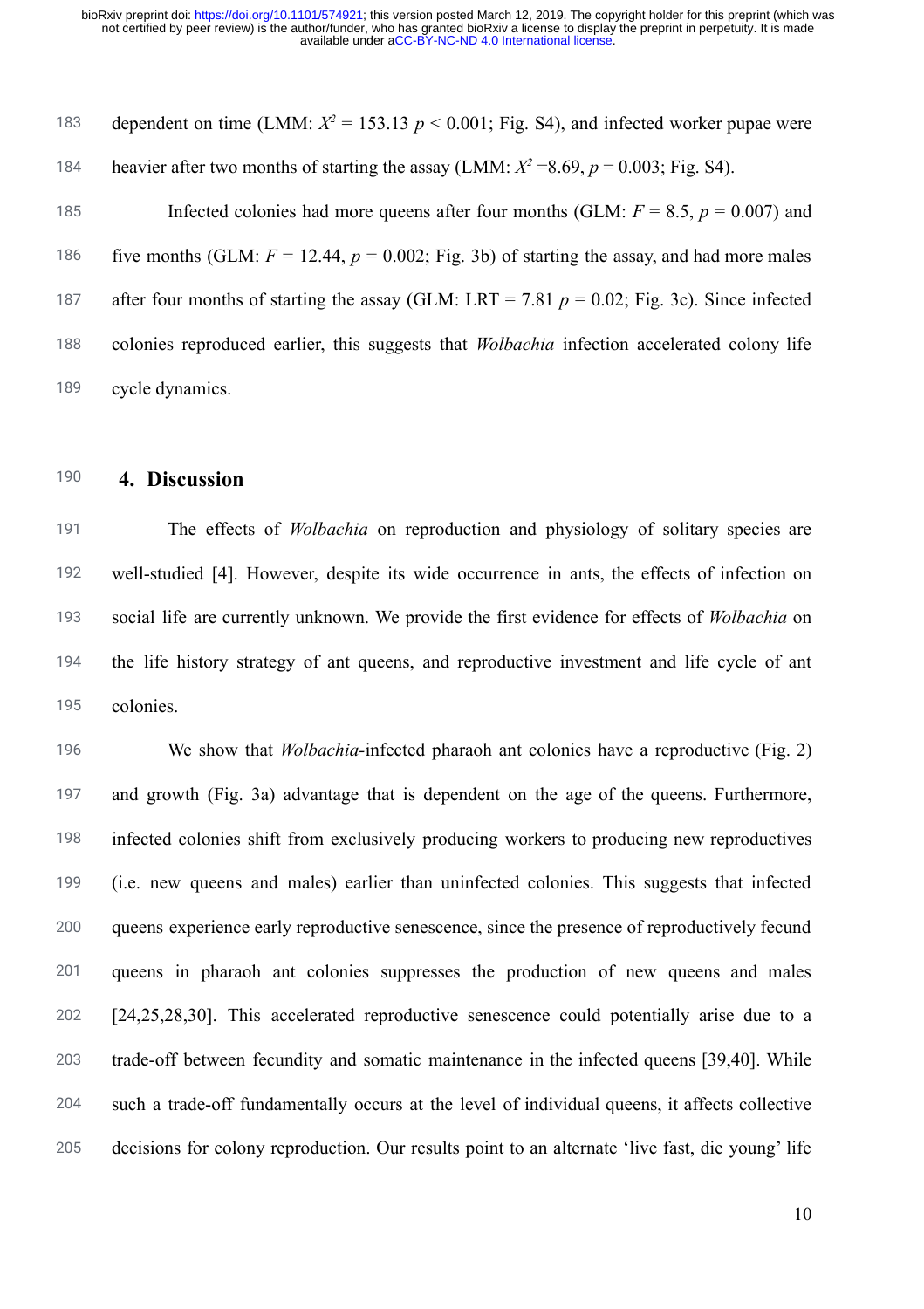dependent on time (LMM: $X^2$ = 153.13 $p < 0.001$; Fig. S4), and infected worker pupae were heavier after two months of starting the assay (LMM: $X^2$ =8.69, $p$ = 0.003; Fig. S4).

Infected colonies had more queens after four months (GLM: $F$ = 8.5, $p$ = 0.007) and five months (GLM: $F$ = 12.44, $p$ = 0.002; Fig. 3b) of starting the assay, and had more males after four months of starting the assay (GLM: LRT = 7.81 $p$ = 0.02; Fig. 3c). Since infected colonies reproduced earlier, this suggests that *Wolbachia* infection accelerated colony life cycle dynamics.

## 4. Discussion

The effects of *Wolbachia* on reproduction and physiology of solitary species are well-studied [4]. However, despite its wide occurrence in ants, the effects of infection on social life are currently unknown. We provide the first evidence for effects of *Wolbachia* on the life history strategy of ant queens, and reproductive investment and life cycle of ant colonies.

We show that *Wolbachia*-infected pharaoh ant colonies have a reproductive (Fig. 2) and growth (Fig. 3a) advantage that is dependent on the age of the queens. Furthermore, infected colonies shift from exclusively producing workers to producing new reproductives (i.e. new queens and males) earlier than uninfected colonies. This suggests that infected queens experience early reproductive senescence, since the presence of reproductively fecund queens in pharaoh ant colonies suppresses the production of new queens and males [24,25,28,30]. This accelerated reproductive senescence could potentially arise due to a trade-off between fecundity and somatic maintenance in the infected queens [39,40]. While such a trade-off fundamentally occurs at the level of individual queens, it affects collective decisions for colony reproduction. Our results point to an alternate 'live fast, die young' life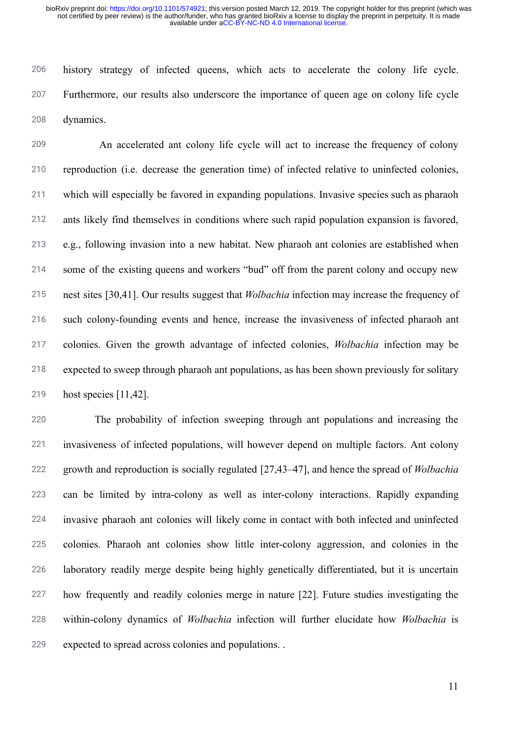history strategy of infected queens, which acts to accelerate the colony life cycle. Furthermore, our results also underscore the importance of queen age on colony life cycle dynamics.

An accelerated ant colony life cycle will act to increase the frequency of colony reproduction (i.e. decrease the generation time) of infected relative to uninfected colonies, which will especially be favored in expanding populations. Invasive species such as pharaoh ants likely find themselves in conditions where such rapid population expansion is favored, e.g., following invasion into a new habitat. New pharaoh ant colonies are established when some of the existing queens and workers "bud" off from the parent colony and occupy new nest sites [30,41]. Our results suggest that *Wolbachia* infection may increase the frequency of such colony-founding events and hence, increase the invasiveness of infected pharaoh ant colonies. Given the growth advantage of infected colonies, *Wolbachia* infection may be expected to sweep through pharaoh ant populations, as has been shown previously for solitary host species [11,42].

The probability of infection sweeping through ant populations and increasing the invasiveness of infected populations, will however depend on multiple factors. Ant colony growth and reproduction is socially regulated [27,43–47], and hence the spread of *Wolbachia* can be limited by intra-colony as well as inter-colony interactions. Rapidly expanding invasive pharaoh ant colonies will likely come in contact with both infected and uninfected colonies. Pharaoh ant colonies show little inter-colony aggression, and colonies in the laboratory readily merge despite being highly genetically differentiated, but it is uncertain how frequently and readily colonies merge in nature [22]. Future studies investigating the within-colony dynamics of *Wolbachia* infection will further elucidate how *Wolbachia* is expected to spread across colonies and populations. .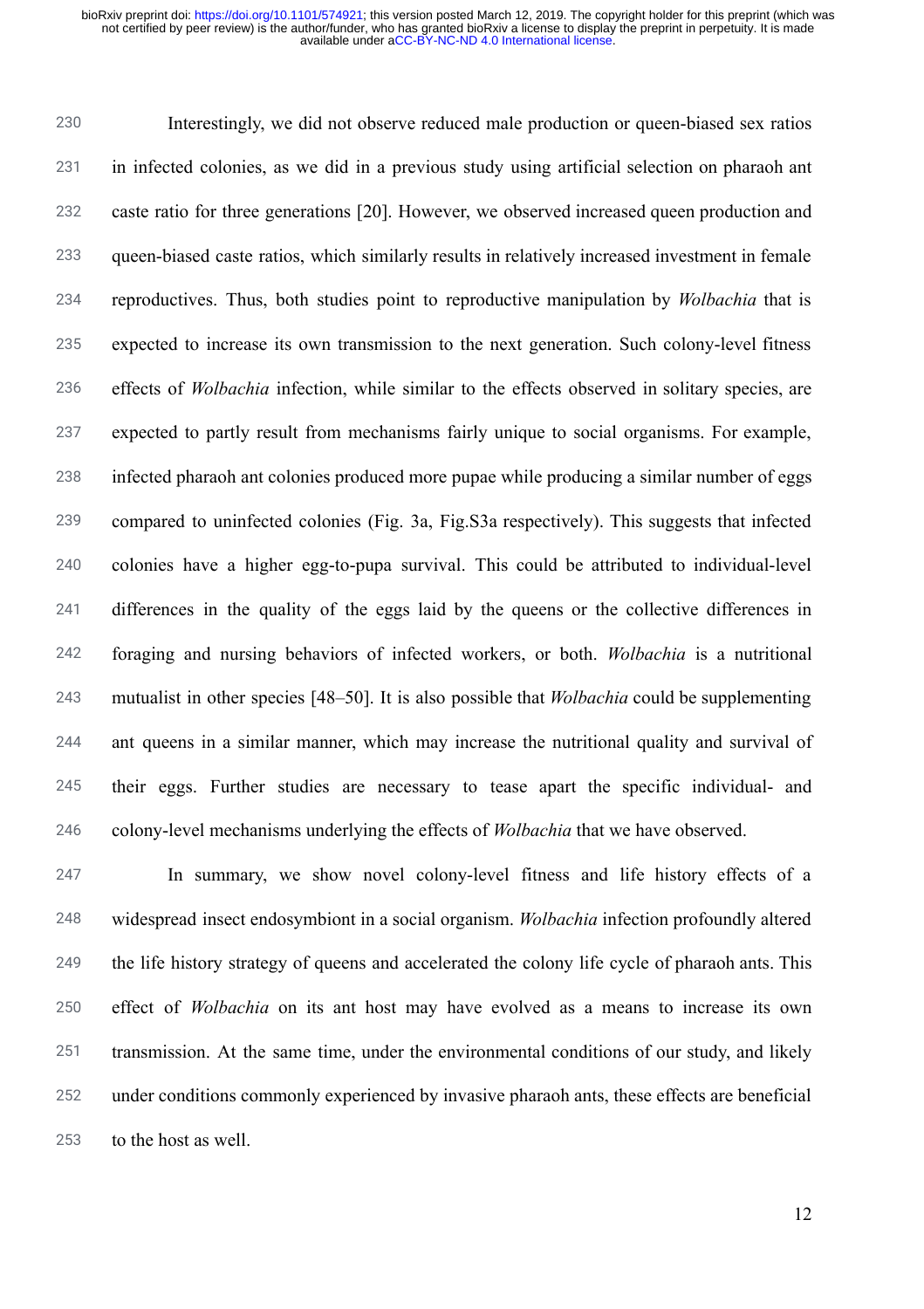Interestingly, we did not observe reduced male production or queen-biased sex ratios in infected colonies, as we did in a previous study using artificial selection on pharaoh ant caste ratio for three generations [20]. However, we observed increased queen production and queen-biased caste ratios, which similarly results in relatively increased investment in female reproductives. Thus, both studies point to reproductive manipulation by *Wolbachia* that is expected to increase its own transmission to the next generation. Such colony-level fitness effects of *Wolbachia* infection, while similar to the effects observed in solitary species, are expected to partly result from mechanisms fairly unique to social organisms. For example, infected pharaoh ant colonies produced more pupae while producing a similar number of eggs compared to uninfected colonies (Fig. 3a, Fig.S3a respectively). This suggests that infected colonies have a higher egg-to-pupa survival. This could be attributed to individual-level differences in the quality of the eggs laid by the queens or the collective differences in foraging and nursing behaviors of infected workers, or both. *Wolbachia* is a nutritional mutualist in other species [48–50]. It is also possible that *Wolbachia* could be supplementing ant queens in a similar manner, which may increase the nutritional quality and survival of their eggs. Further studies are necessary to tease apart the specific individual- and colony-level mechanisms underlying the effects of *Wolbachia* that we have observed.

In summary, we show novel colony-level fitness and life history effects of a widespread insect endosymbiont in a social organism. *Wolbachia* infection profoundly altered the life history strategy of queens and accelerated the colony life cycle of pharaoh ants. This effect of *Wolbachia* on its ant host may have evolved as a means to increase its own transmission. At the same time, under the environmental conditions of our study, and likely under conditions commonly experienced by invasive pharaoh ants, these effects are beneficial to the host as well.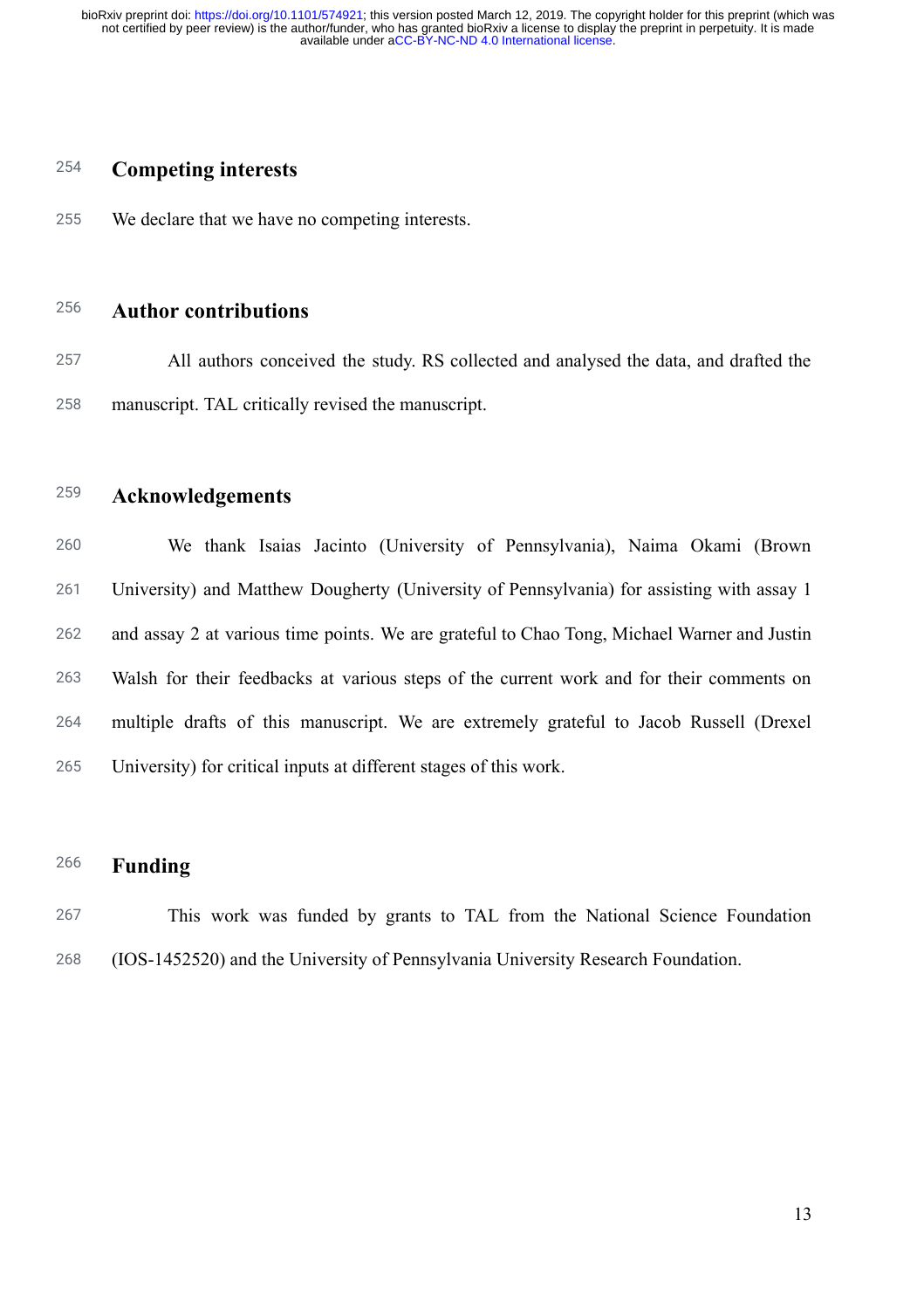## Competing interests

We declare that we have no competing interests.

## Author contributions

All authors conceived the study. RS collected and analysed the data, and drafted the manuscript. TAL critically revised the manuscript.

## Acknowledgements

We thank Isaias Jacinto (University of Pennsylvania), Naima Okami (Brown University) and Matthew Dougherty (University of Pennsylvania) for assisting with assay 1 and assay 2 at various time points. We are grateful to Chao Tong, Michael Warner and Justin Walsh for their feedbacks at various steps of the current work and for their comments on multiple drafts of this manuscript. We are extremely grateful to Jacob Russell (Drexel University) for critical inputs at different stages of this work.

## Funding

This work was funded by grants to TAL from the National Science Foundation (IOS-1452520) and the University of Pennsylvania University Research Foundation.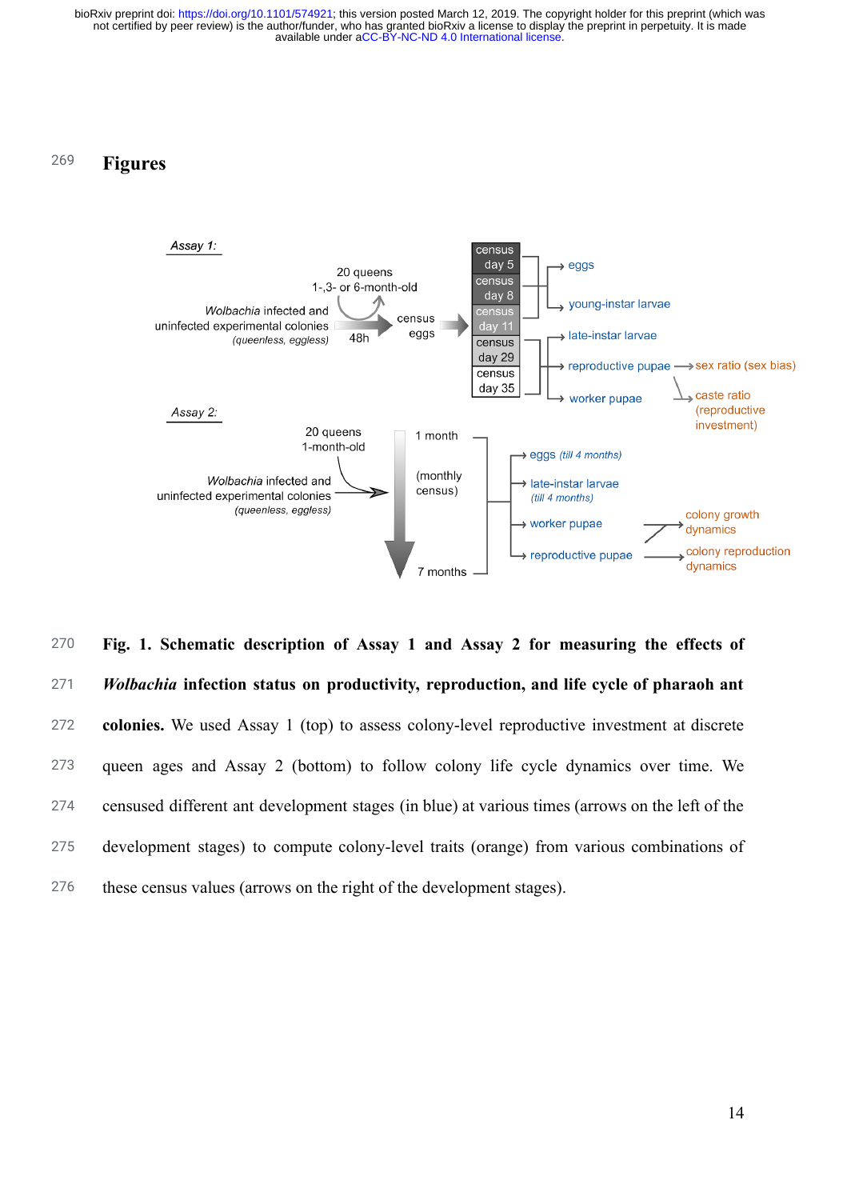# Figures

**Fig. 1. Schematic description of Assay 1 and Assay 2 for measuring the effects of *Wolbachia* infection status on productivity, reproduction, and life cycle of pharaoh ant colonies.** We used Assay 1 (top) to assess colony-level reproductive investment at discrete queen ages and Assay 2 (bottom) to follow colony life cycle dynamics over time. We censused different ant development stages (in blue) at various times (arrows on the left of the development stages) to compute colony-level traits (orange) from various combinations of these census values (arrows on the right of the development stages).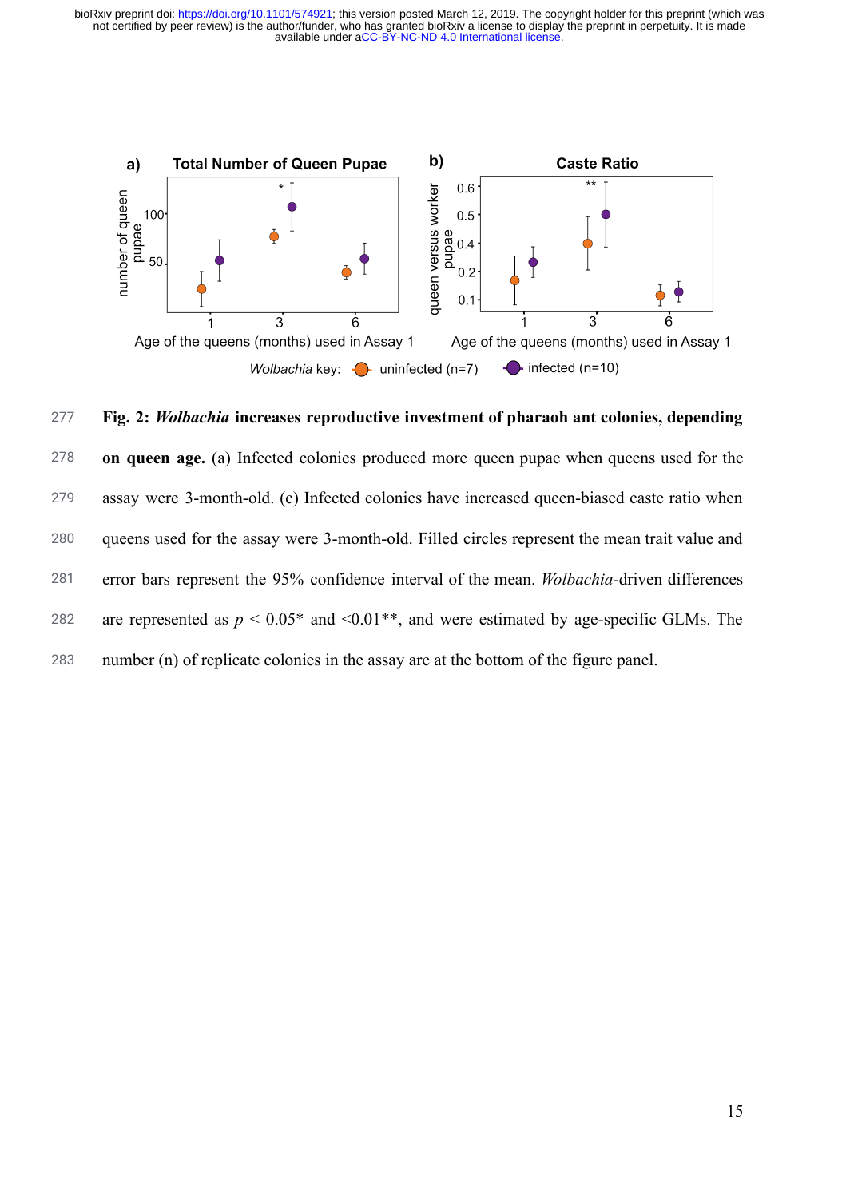**Fig. 2: *Wolbachia* increases reproductive investment of pharaoh ant colonies, depending on queen age.** (a) Infected colonies produced more queen pupae when queens used for the assay were 3-month-old. (c) Infected colonies have increased queen-biased caste ratio when queens used for the assay were 3-month-old. Filled circles represent the mean trait value and error bars represent the 95% confidence interval of the mean. *Wolbachia*-driven differences are represented as $p < 0.05$* and <0.01**, and were estimated by age-specific GLMs. The number (n) of replicate colonies in the assay are at the bottom of the figure panel.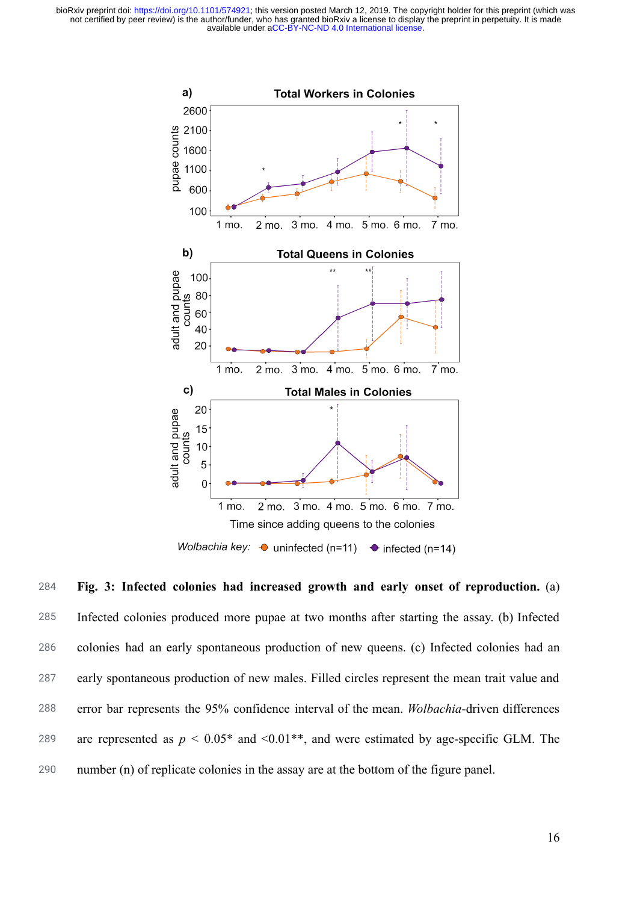**Fig. 3: Infected colonies had increased growth and early onset of reproduction.** (a) Infected colonies produced more pupae at two months after starting the assay. (b) Infected colonies had an early spontaneous production of new queens. (c) Infected colonies had an early spontaneous production of new males. Filled circles represent the mean trait value and error bar represents the 95% confidence interval of the mean. *Wolbachia*-driven differences are represented as $p < 0.05$* and <0.01**, and were estimated by age-specific GLM. The number (n) of replicate colonies in the assay are at the bottom of the figure panel.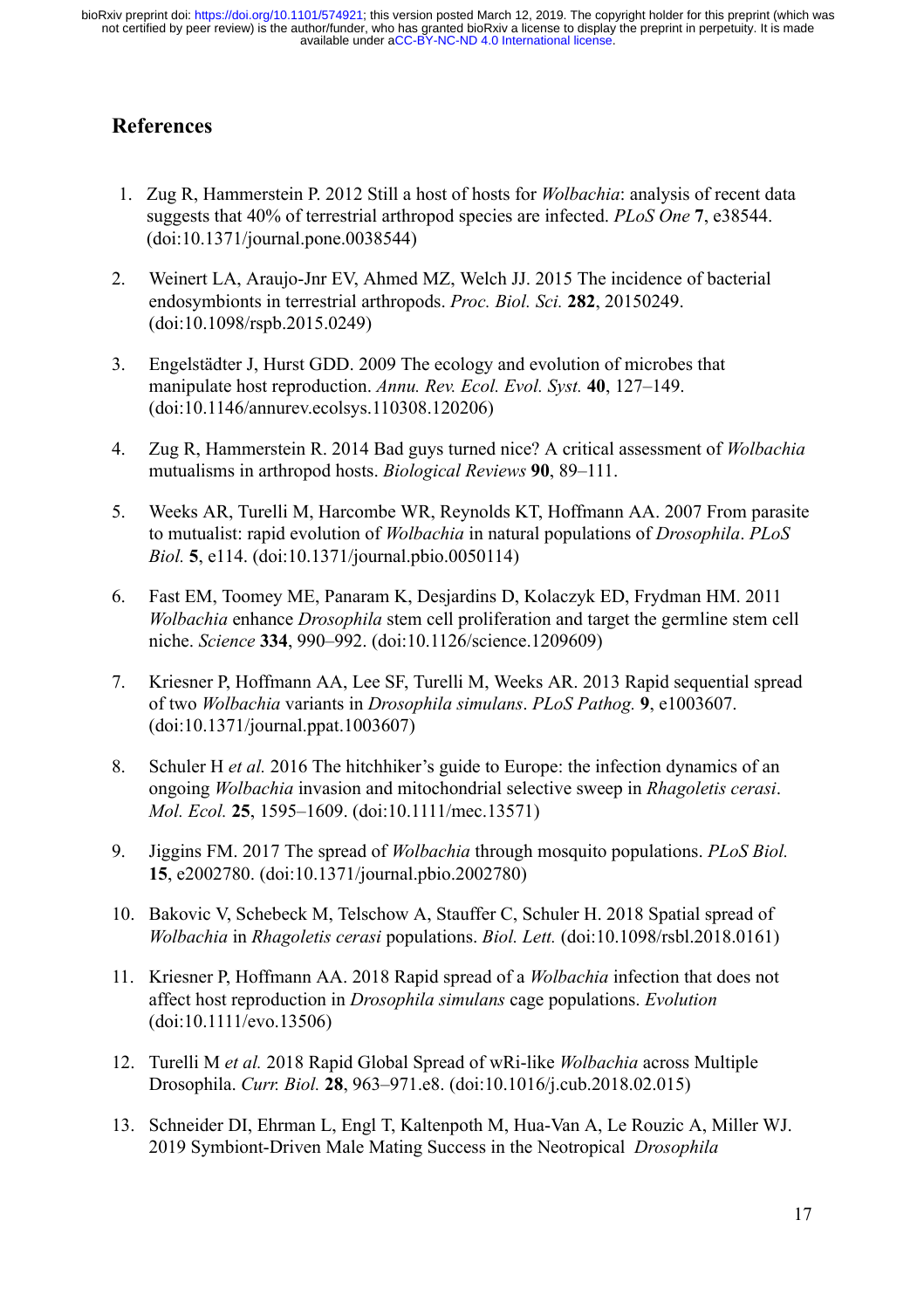## References

1. Zug R, Hammerstein P. 2012 Still a host of hosts for *Wolbachia*: analysis of recent data suggests that 40% of terrestrial arthropod species are infected. *PLoS One* **7**, e38544. (doi:10.1371/journal.pone.0038544)

2. Weinert LA, Araujo-Jnr EV, Ahmed MZ, Welch JJ. 2015 The incidence of bacterial endosymbionts in terrestrial arthropods. *Proc. Biol. Sci.* **282**, 20150249. (doi:10.1098/rspb.2015.0249)

3. Engelstädter J, Hurst GDD. 2009 The ecology and evolution of microbes that manipulate host reproduction. *Annu. Rev. Ecol. Evol. Syst.* **40**, 127–149. (doi:10.1146/annurev.ecolsys.110308.120206)

4. Zug R, Hammerstein R. 2014 Bad guys turned nice? A critical assessment of *Wolbachia* mutualisms in arthropod hosts. *Biological Reviews* **90**, 89–111.

5. Weeks AR, Turelli M, Harcombe WR, Reynolds KT, Hoffmann AA. 2007 From parasite to mutualist: rapid evolution of *Wolbachia* in natural populations of *Drosophila*. *PLoS Biol.* **5**, e114. (doi:10.1371/journal.pbio.0050114)

6. Fast EM, Toomey ME, Panaram K, Desjardins D, Kolaczyk ED, Frydman HM. 2011 *Wolbachia* enhance *Drosophila* stem cell proliferation and target the germline stem cell niche. *Science* **334**, 990–992. (doi:10.1126/science.1209609)

7. Kriesner P, Hoffmann AA, Lee SF, Turelli M, Weeks AR. 2013 Rapid sequential spread of two *Wolbachia* variants in *Drosophila simulans*. *PLoS Pathog.* **9**, e1003607. (doi:10.1371/journal.ppat.1003607)

8. Schuler H *et al.* 2016 The hitchhiker's guide to Europe: the infection dynamics of an ongoing *Wolbachia* invasion and mitochondrial selective sweep in *Rhagoletis cerasi*. *Mol. Ecol.* **25**, 1595–1609. (doi:10.1111/mec.13571)

9. Jiggins FM. 2017 The spread of *Wolbachia* through mosquito populations. *PLoS Biol.* **15**, e2002780. (doi:10.1371/journal.pbio.2002780)

10. Bakovic V, Schebeck M, Telschow A, Stauffer C, Schuler H. 2018 Spatial spread of *Wolbachia* in *Rhagoletis cerasi* populations. *Biol. Lett.* (doi:10.1098/rsbl.2018.0161)

11. Kriesner P, Hoffmann AA. 2018 Rapid spread of a *Wolbachia* infection that does not affect host reproduction in *Drosophila simulans* cage populations. *Evolution* (doi:10.1111/evo.13506)

12. Turelli M *et al.* 2018 Rapid Global Spread of wRi-like *Wolbachia* across Multiple Drosophila. *Curr. Biol.* **28**, 963–971.e8. (doi:10.1016/j.cub.2018.02.015)

13. Schneider DI, Ehrman L, Engl T, Kaltenpoth M, Hua-Van A, Le Rouzic A, Miller WJ. 2019 Symbiont-Driven Male Mating Success in the Neotropical *Drosophila*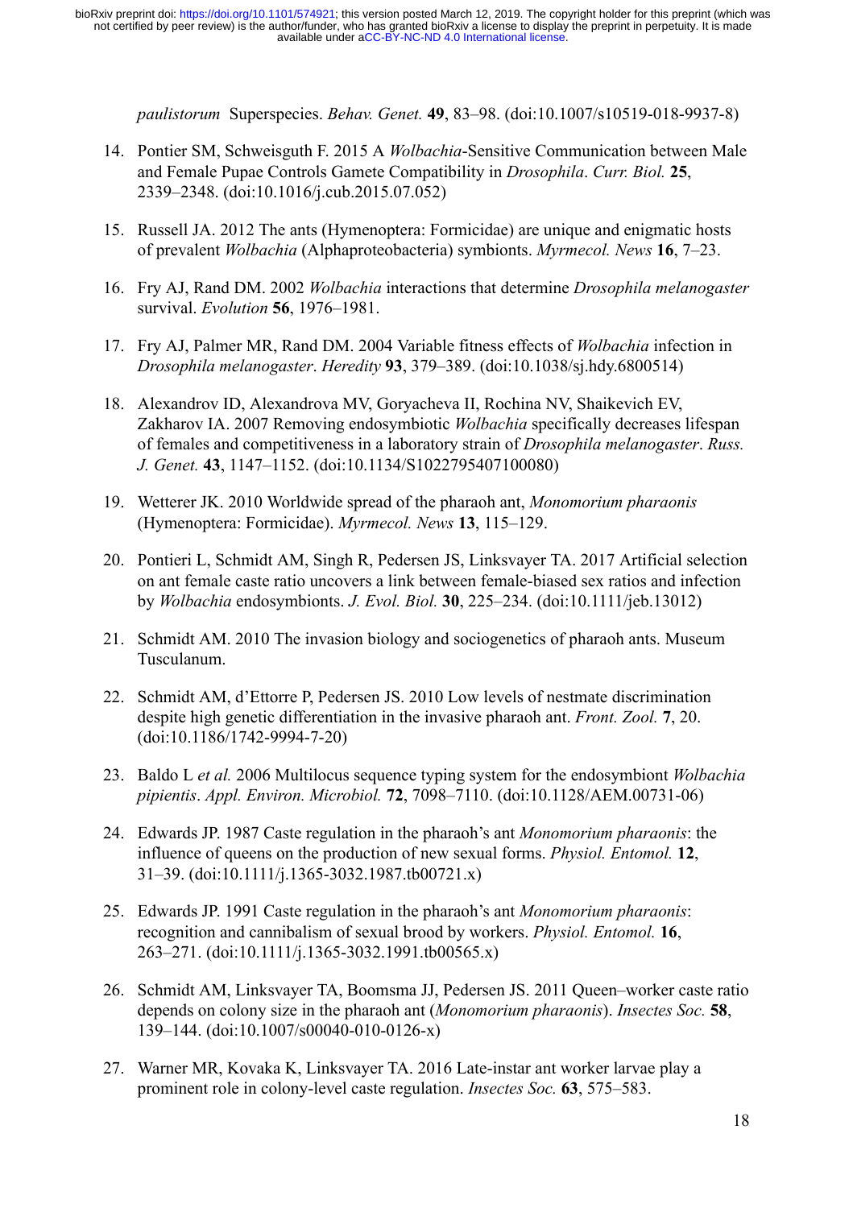*paulistorum* Superspecies. *Behav. Genet.* **49**, 83–98. (doi:10.1007/s10519-018-9937-8)

14. Pontier SM, Schweisguth F. 2015 A *Wolbachia*-Sensitive Communication between Male and Female Pupae Controls Gamete Compatibility in *Drosophila*. *Curr. Biol.* **25**, 2339–2348. (doi:10.1016/j.cub.2015.07.052)

15. Russell JA. 2012 The ants (Hymenoptera: Formicidae) are unique and enigmatic hosts of prevalent *Wolbachia* (Alphaproteobacteria) symbionts. *Myrmecol. News* **16**, 7–23.

16. Fry AJ, Rand DM. 2002 *Wolbachia* interactions that determine *Drosophila melanogaster* survival. *Evolution* **56**, 1976–1981.

17. Fry AJ, Palmer MR, Rand DM. 2004 Variable fitness effects of *Wolbachia* infection in *Drosophila melanogaster*. *Heredity* **93**, 379–389. (doi:10.1038/sj.hdy.6800514)

18. Alexandrov ID, Alexandrova MV, Goryacheva II, Rochina NV, Shaikevich EV, Zakharov IA. 2007 Removing endosymbiotic *Wolbachia* specifically decreases lifespan of females and competitiveness in a laboratory strain of *Drosophila melanogaster*. *Russ. J. Genet.* **43**, 1147–1152. (doi:10.1134/S1022795407100080)

19. Wetterer JK. 2010 Worldwide spread of the pharaoh ant, *Monomorium pharaonis* (Hymenoptera: Formicidae). *Myrmecol. News* **13**, 115–129.

20. Pontieri L, Schmidt AM, Singh R, Pedersen JS, Linksvayer TA. 2017 Artificial selection on ant female caste ratio uncovers a link between female-biased sex ratios and infection by *Wolbachia* endosymbionts. *J. Evol. Biol.* **30**, 225–234. (doi:10.1111/jeb.13012)

21. Schmidt AM. 2010 The invasion biology and sociogenetics of pharaoh ants. Museum Tusculanum.

22. Schmidt AM, d'Ettorre P, Pedersen JS. 2010 Low levels of nestmate discrimination despite high genetic differentiation in the invasive pharaoh ant. *Front. Zool.* **7**, 20. (doi:10.1186/1742-9994-7-20)

23. Baldo L *et al.* 2006 Multilocus sequence typing system for the endosymbiont *Wolbachia pipientis*. *Appl. Environ. Microbiol.* **72**, 7098–7110. (doi:10.1128/AEM.00731-06)

24. Edwards JP. 1987 Caste regulation in the pharaoh's ant *Monomorium pharaonis*: the influence of queens on the production of new sexual forms. *Physiol. Entomol.* **12**, 31–39. (doi:10.1111/j.1365-3032.1987.tb00721.x)

25. Edwards JP. 1991 Caste regulation in the pharaoh's ant *Monomorium pharaonis*: recognition and cannibalism of sexual brood by workers. *Physiol. Entomol.* **16**, 263–271. (doi:10.1111/j.1365-3032.1991.tb00565.x)

26. Schmidt AM, Linksvayer TA, Boomsma JJ, Pedersen JS. 2011 Queen–worker caste ratio depends on colony size in the pharaoh ant (*Monomorium pharaonis*). *Insectes Soc.* **58**, 139–144. (doi:10.1007/s00040-010-0126-x)

27. Warner MR, Kovaka K, Linksvayer TA. 2016 Late-instar ant worker larvae play a prominent role in colony-level caste regulation. *Insectes Soc.* **63**, 575–583.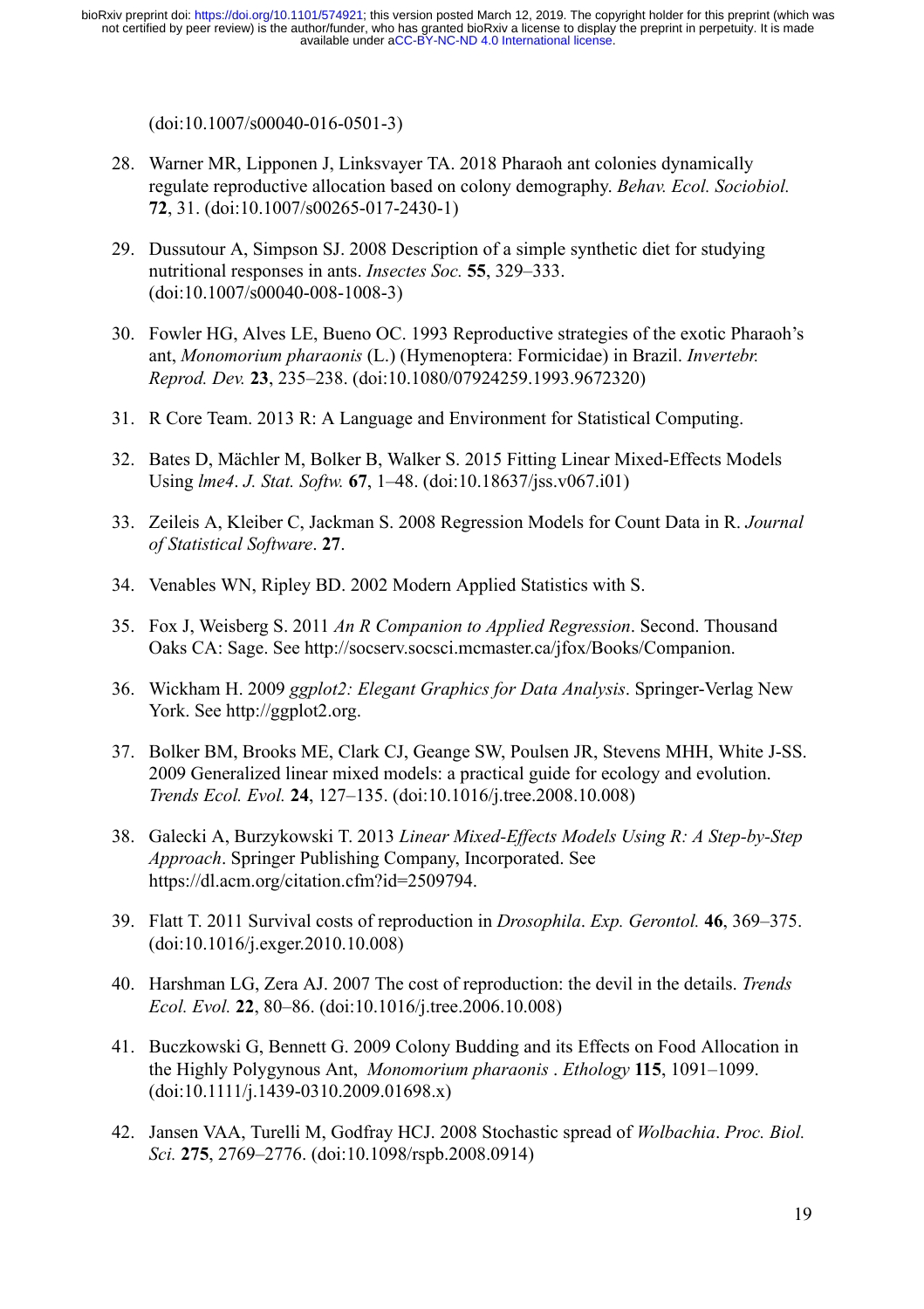(doi:10.1007/s00040-016-0501-3)

28. Warner MR, Lipponen J, Linksvayer TA. 2018 Pharaoh ant colonies dynamically regulate reproductive allocation based on colony demography. *Behav. Ecol. Sociobiol.* **72**, 31. (doi:10.1007/s00265-017-2430-1)

29. Dussutour A, Simpson SJ. 2008 Description of a simple synthetic diet for studying nutritional responses in ants. *Insectes Soc.* **55**, 329–333. (doi:10.1007/s00040-008-1008-3)

30. Fowler HG, Alves LE, Bueno OC. 1993 Reproductive strategies of the exotic Pharaoh's ant, *Monomorium pharaonis* (L.) (Hymenoptera: Formicidae) in Brazil. *Invertebr. Reprod. Dev.* **23**, 235–238. (doi:10.1080/07924259.1993.9672320)

31. R Core Team. 2013 R: A Language and Environment for Statistical Computing.

32. Bates D, Mächler M, Bolker B, Walker S. 2015 Fitting Linear Mixed-Effects Models Using *lme4*. *J. Stat. Softw.* **67**, 1–48. (doi:10.18637/jss.v067.i01)

33. Zeileis A, Kleiber C, Jackman S. 2008 Regression Models for Count Data in R. *Journal of Statistical Software*. **27**.

34. Venables WN, Ripley BD. 2002 Modern Applied Statistics with S.

35. Fox J, Weisberg S. 2011 *An R Companion to Applied Regression*. Second. Thousand Oaks CA: Sage. See http://socserv.socsci.mcmaster.ca/jfox/Books/Companion.

36. Wickham H. 2009 *ggplot2: Elegant Graphics for Data Analysis*. Springer-Verlag New York. See http://ggplot2.org.

37. Bolker BM, Brooks ME, Clark CJ, Geange SW, Poulsen JR, Stevens MHH, White J-SS. 2009 Generalized linear mixed models: a practical guide for ecology and evolution. *Trends Ecol. Evol.* **24**, 127–135. (doi:10.1016/j.tree.2008.10.008)

38. Galecki A, Burzykowski T. 2013 *Linear Mixed-Effects Models Using R: A Step-by-Step Approach*. Springer Publishing Company, Incorporated. See https://dl.acm.org/citation.cfm?id=2509794.

39. Flatt T. 2011 Survival costs of reproduction in *Drosophila*. *Exp. Gerontol.* **46**, 369–375. (doi:10.1016/j.exger.2010.10.008)

40. Harshman LG, Zera AJ. 2007 The cost of reproduction: the devil in the details. *Trends Ecol. Evol.* **22**, 80–86. (doi:10.1016/j.tree.2006.10.008)

41. Buczkowski G, Bennett G. 2009 Colony Budding and its Effects on Food Allocation in the Highly Polygynous Ant, *Monomorium pharaonis* . *Ethology* **115**, 1091–1099. (doi:10.1111/j.1439-0310.2009.01698.x)

42. Jansen VAA, Turelli M, Godfray HCJ. 2008 Stochastic spread of *Wolbachia*. *Proc. Biol. Sci.* **275**, 2769–2776. (doi:10.1098/rspb.2008.0914)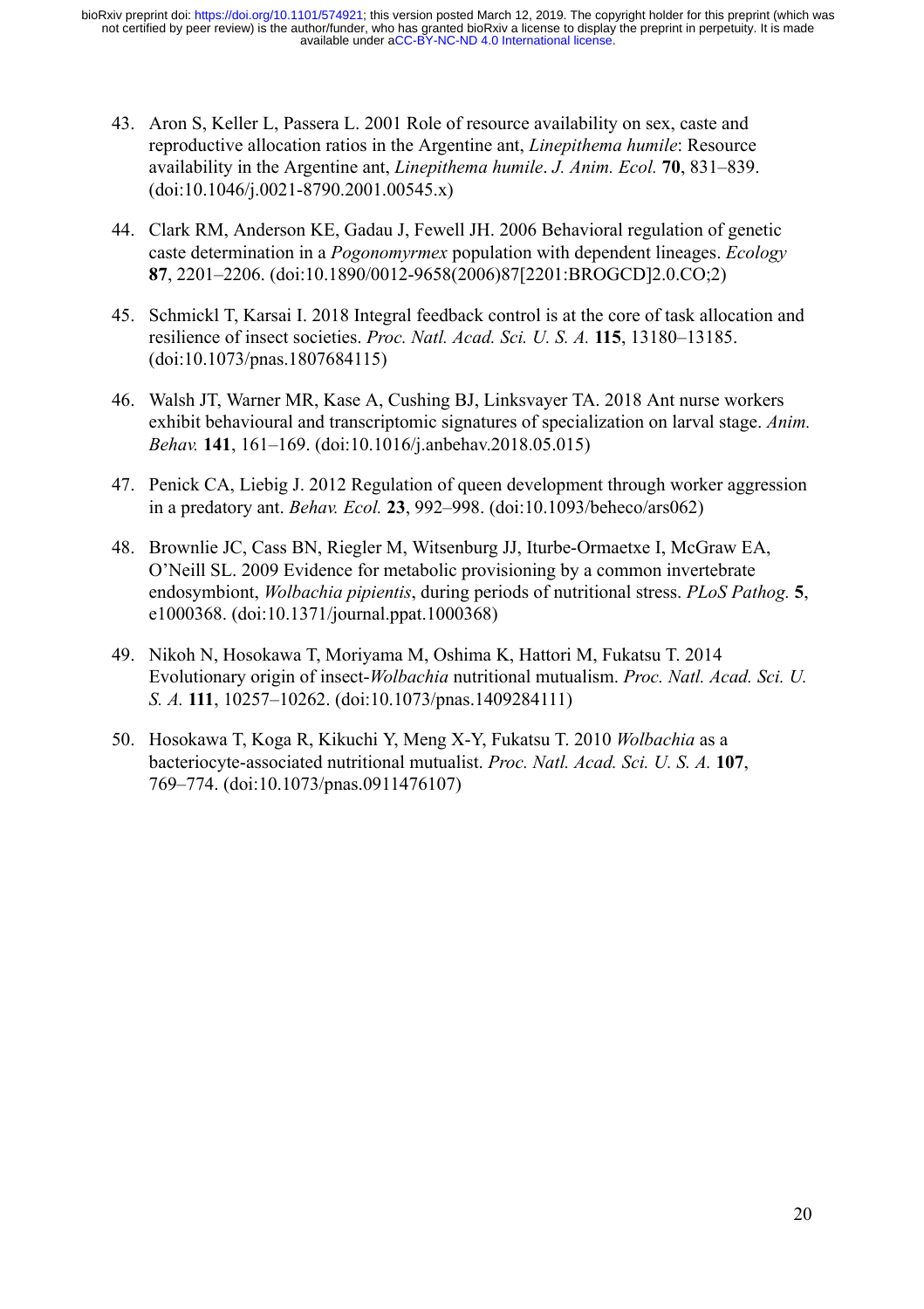43. Aron S, Keller L, Passera L. 2001 Role of resource availability on sex, caste and reproductive allocation ratios in the Argentine ant, *Linepithema humile*: Resource availability in the Argentine ant, *Linepithema humile*. *J. Anim. Ecol.* **70**, 831–839. (doi:10.1046/j.0021-8790.2001.00545.x)

44. Clark RM, Anderson KE, Gadau J, Fewell JH. 2006 Behavioral regulation of genetic caste determination in a *Pogonomyrmex* population with dependent lineages. *Ecology* **87**, 2201–2206. (doi:10.1890/0012-9658(2006)87[2201:BROGCD]2.0.CO;2)

45. Schmickl T, Karsai I. 2018 Integral feedback control is at the core of task allocation and resilience of insect societies. *Proc. Natl. Acad. Sci. U. S. A.* **115**, 13180–13185. (doi:10.1073/pnas.1807684115)

46. Walsh JT, Warner MR, Kase A, Cushing BJ, Linksvayer TA. 2018 Ant nurse workers exhibit behavioural and transcriptomic signatures of specialization on larval stage. *Anim. Behav.* **141**, 161–169. (doi:10.1016/j.anbehav.2018.05.015)

47. Penick CA, Liebig J. 2012 Regulation of queen development through worker aggression in a predatory ant. *Behav. Ecol.* **23**, 992–998. (doi:10.1093/beheco/ars062)

48. Brownlie JC, Cass BN, Riegler M, Witsenburg JJ, Iturbe-Ormaetxe I, McGraw EA, O'Neill SL. 2009 Evidence for metabolic provisioning by a common invertebrate endosymbiont, *Wolbachia pipientis*, during periods of nutritional stress. *PLoS Pathog.* **5**, e1000368. (doi:10.1371/journal.ppat.1000368)

49. Nikoh N, Hosokawa T, Moriyama M, Oshima K, Hattori M, Fukatsu T. 2014 Evolutionary origin of insect-*Wolbachia* nutritional mutualism. *Proc. Natl. Acad. Sci. U. S. A.* **111**, 10257–10262. (doi:10.1073/pnas.1409284111)

50. Hosokawa T, Koga R, Kikuchi Y, Meng X-Y, Fukatsu T. 2010 *Wolbachia* as a bacteriocyte-associated nutritional mutualist. *Proc. Natl. Acad. Sci. U. S. A.* **107**, 769–774. (doi:10.1073/pnas.0911476107)